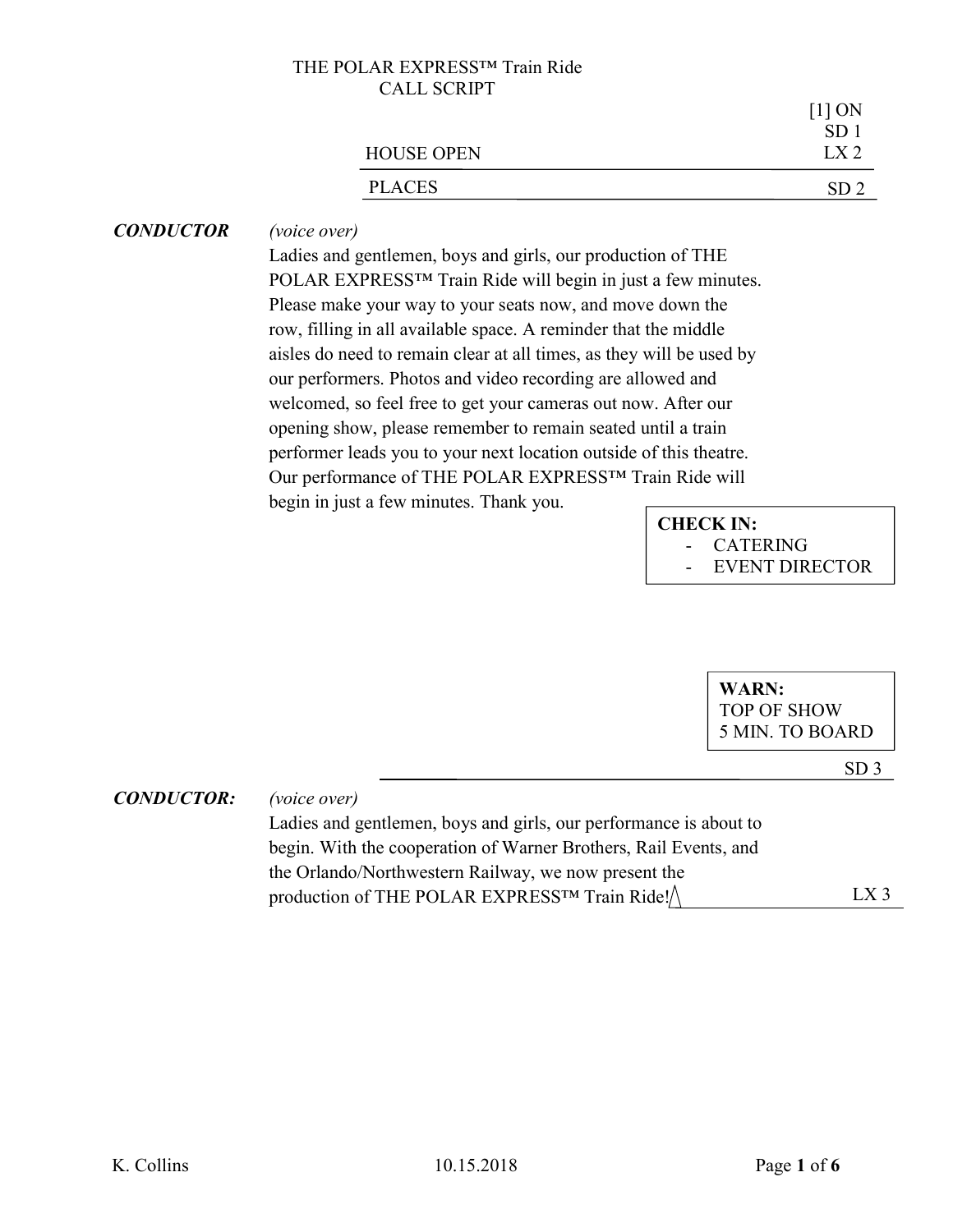# THE POLAR EXPRESS™ Train Ride
## CALL SCRIPT

[1] ON
SD 1
LX 2

HOUSE OPEN

PLACES — SD 2

***CONDUCTOR*** *(voice over)*
Ladies and gentlemen, boys and girls, our production of THE POLAR EXPRESS™ Train Ride will begin in just a few minutes. Please make your way to your seats now, and move down the row, filling in all available space. A reminder that the middle aisles do need to remain clear at all times, as they will be used by our performers. Photos and video recording are allowed and welcomed, so feel free to get your cameras out now. After our opening show, please remember to remain seated until a train performer leads you to your next location outside of this theatre. Our performance of THE POLAR EXPRESS™ Train Ride will begin in just a few minutes. Thank you.

**CHECK IN:**
- CATERING
- EVENT DIRECTOR

**WARN:**
TOP OF SHOW
5 MIN. TO BOARD

SD 3

***CONDUCTOR:*** *(voice over)*
Ladies and gentlemen, boys and girls, our performance is about to begin. With the cooperation of Warner Brothers, Rail Events, and the Orlando/Northwestern Railway, we now present the production of THE POLAR EXPRESS™ Train Ride! — LX 3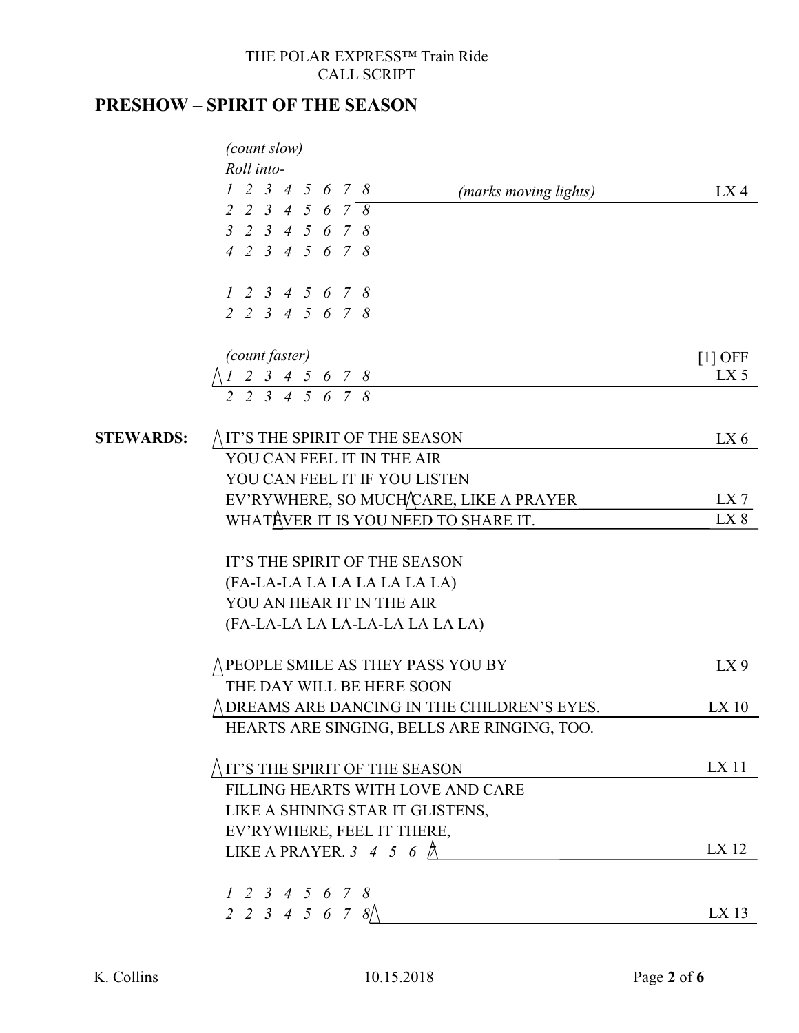## PRESHOW – SPIRIT OF THE SEASON

*(count slow)*
*Roll into-*

| | | |
|---|---|---|
| *1 2 3 4 5 6 7 8* | *(marks moving lights)* | LX 4 |
| *2 2 3 4 5 6 7 8* | | |
| *3 2 3 4 5 6 7 8* | | |
| *4 2 3 4 5 6 7 8* | | |
| | | |
| *1 2 3 4 5 6 7 8* | | |
| *2 2 3 4 5 6 7 8* | | |
| | | |
| *(count faster)* | | [1] OFF |
| *1 2 3 4 5 6 7 8* | | LX 5 |
| *2 2 3 4 5 6 7 8* | | |

**STEWARDS:**

| | |
|---|---|
| IT'S THE SPIRIT OF THE SEASON | LX 6 |
| YOU CAN FEEL IT IN THE AIR | |
| YOU CAN FEEL IT IF YOU LISTEN | |
| EV'RYWHERE, SO MUCH CARE, LIKE A PRAYER | LX 7 |
| WHATEVER IT IS YOU NEED TO SHARE IT. | LX 8 |
| | |
| IT'S THE SPIRIT OF THE SEASON | |
| (FA-LA-LA LA LA LA LA LA) | |
| YOU AN HEAR IT IN THE AIR | |
| (FA-LA-LA LA LA-LA-LA LA LA LA) | |
| | |
| PEOPLE SMILE AS THEY PASS YOU BY | LX 9 |
| THE DAY WILL BE HERE SOON | |
| DREAMS ARE DANCING IN THE CHILDREN'S EYES. | LX 10 |
| HEARTS ARE SINGING, BELLS ARE RINGING, TOO. | |
| | |
| IT'S THE SPIRIT OF THE SEASON | LX 11 |
| FILLING HEARTS WITH LOVE AND CARE | |
| LIKE A SHINING STAR IT GLISTENS, | |
| EV'RYWHERE, FEEL IT THERE, | |
| LIKE A PRAYER. *3 4 5 6 7* | LX 12 |
| | |
| *1 2 3 4 5 6 7 8* | |
| *2 2 3 4 5 6 7 8* | LX 13 |

K. Collins 10.15.2018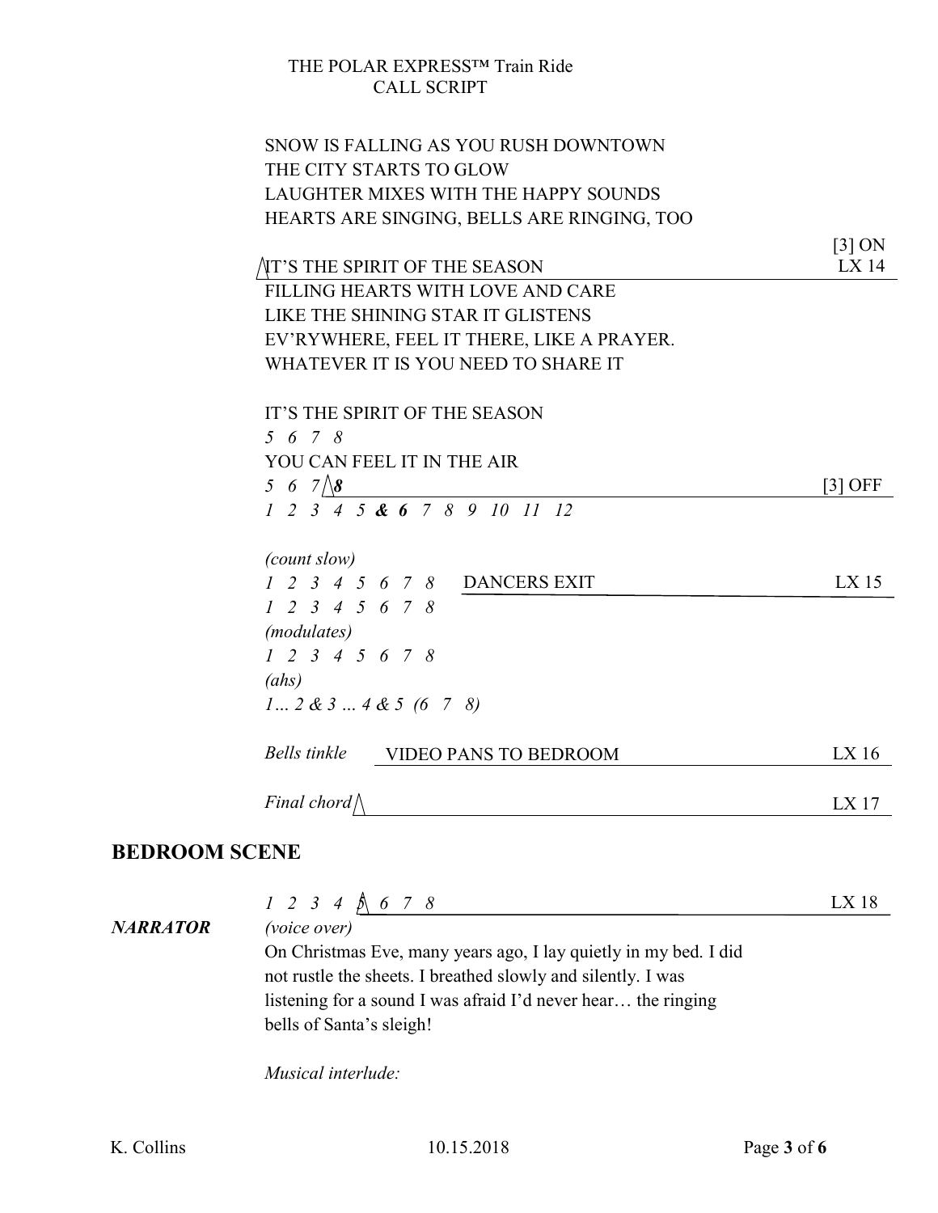SNOW IS FALLING AS YOU RUSH DOWNTOWN
THE CITY STARTS TO GLOW
LAUGHTER MIXES WITH THE HAPPY SOUNDS
HEARTS ARE SINGING, BELLS ARE RINGING, TOO

| | | |
|---|---|---|
| | IT'S THE SPIRIT OF THE SEASON | [3] ON LX 14 |
| | FILLING HEARTS WITH LOVE AND CARE | |
| | LIKE THE SHINING STAR IT GLISTENS | |
| | EV'RYWHERE, FEEL IT THERE, LIKE A PRAYER. | |
| | WHATEVER IT IS YOU NEED TO SHARE IT | |
| | | |
| | IT'S THE SPIRIT OF THE SEASON | |
| | *5 6 7 8* | |
| | YOU CAN FEEL IT IN THE AIR | |
| | *5 6 7* ***8*** | [3] OFF |
| | *1 2 3 4 5* ***& 6*** *7 8 9 10 11 12* | |
| | | |
| | *(count slow)* | |
| | *1 2 3 4 5 6 7 8* DANCERS EXIT | LX 15 |
| | *1 2 3 4 5 6 7 8* | |
| | *(modulates)* | |
| | *1 2 3 4 5 6 7 8* | |
| | *(ahs)* | |
| | *1… 2 & 3 … 4 & 5 (6 7 8)* | |
| | | |
| | *Bells tinkle* VIDEO PANS TO BEDROOM | LX 16 |
| | | |
| | *Final chord* | LX 17 |

## BEDROOM SCENE

| | | |
|---|---|---|
| | *1 2 3 4 5 6 7 8* | LX 18 |
| ***NARRATOR*** | *(voice over)* On Christmas Eve, many years ago, I lay quietly in my bed. I did not rustle the sheets. I breathed slowly and silently. I was listening for a sound I was afraid I'd never hear… the ringing bells of Santa's sleigh! | |
| | | |
| | *Musical interlude:* | |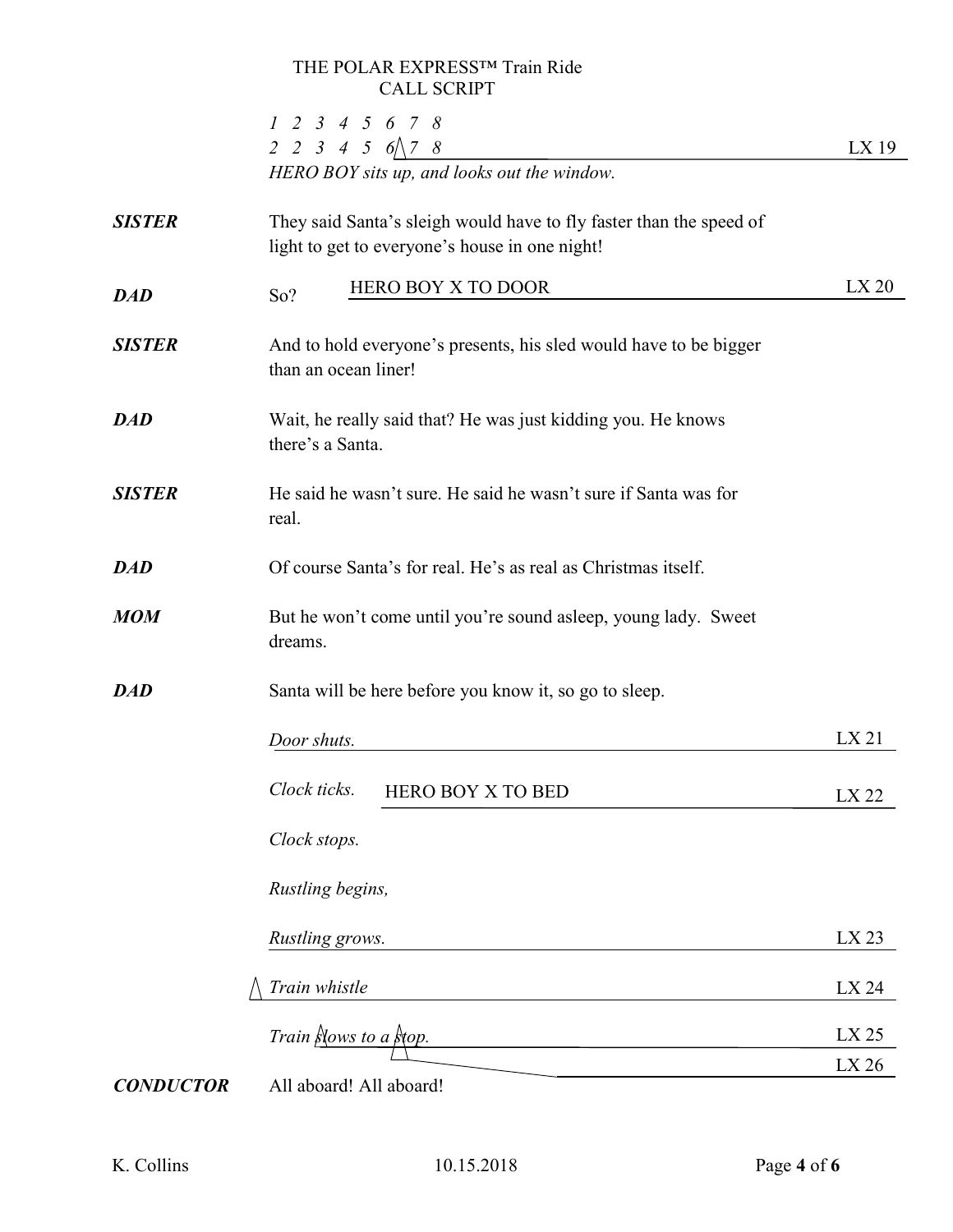THE POLAR EXPRESS™ Train Ride
CALL SCRIPT

*1 2 3 4 5 6 7 8*
*2 2 3 4 5 6 7 8* — LX 19

*HERO BOY sits up, and looks out the window.*

**SISTER** — They said Santa's sleigh would have to fly faster than the speed of light to get to everyone's house in one night!

**DAD** — So? — HERO BOY X TO DOOR — LX 20

**SISTER** — And to hold everyone's presents, his sled would have to be bigger than an ocean liner!

**DAD** — Wait, he really said that? He was just kidding you. He knows there's a Santa.

**SISTER** — He said he wasn't sure. He said he wasn't sure if Santa was for real.

**DAD** — Of course Santa's for real. He's as real as Christmas itself.

**MOM** — But he won't come until you're sound asleep, young lady. Sweet dreams.

**DAD** — Santa will be here before you know it, so go to sleep.

*Door shuts.* — LX 21

*Clock ticks.* — HERO BOY X TO BED — LX 22

*Clock stops.*

*Rustling begins,*

*Rustling grows.* — LX 23

*Train whistle* — LX 24

*Train slows to a stop.* — LX 25

LX 26

**CONDUCTOR** — All aboard! All aboard!

K. Collins — 10.15.2018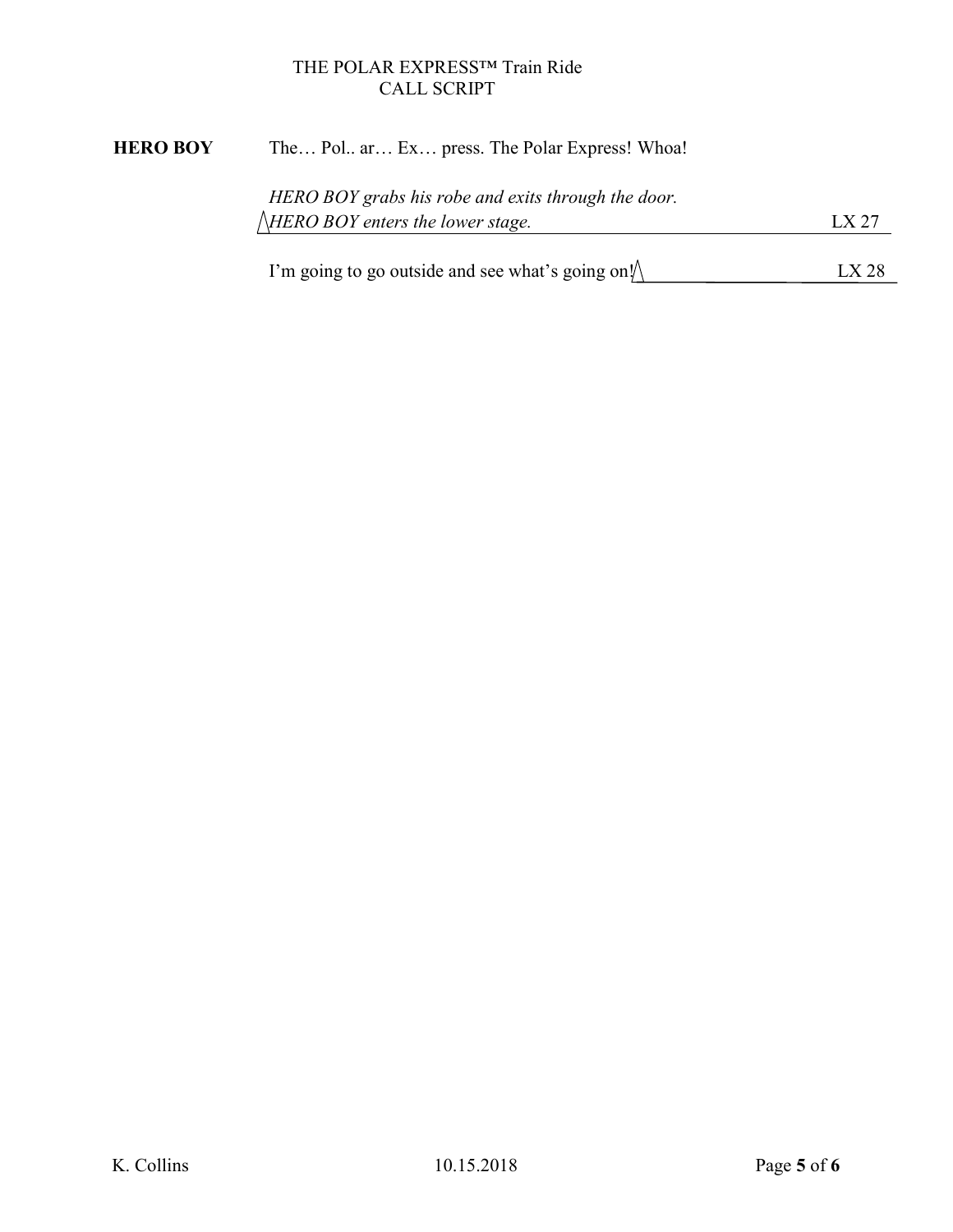**HERO BOY** The… Pol.. ar… Ex… press. The Polar Express! Whoa!

*HERO BOY grabs his robe and exits through the door.*
*HERO BOY enters the lower stage.* LX 27

I'm going to go outside and see what's going on! LX 28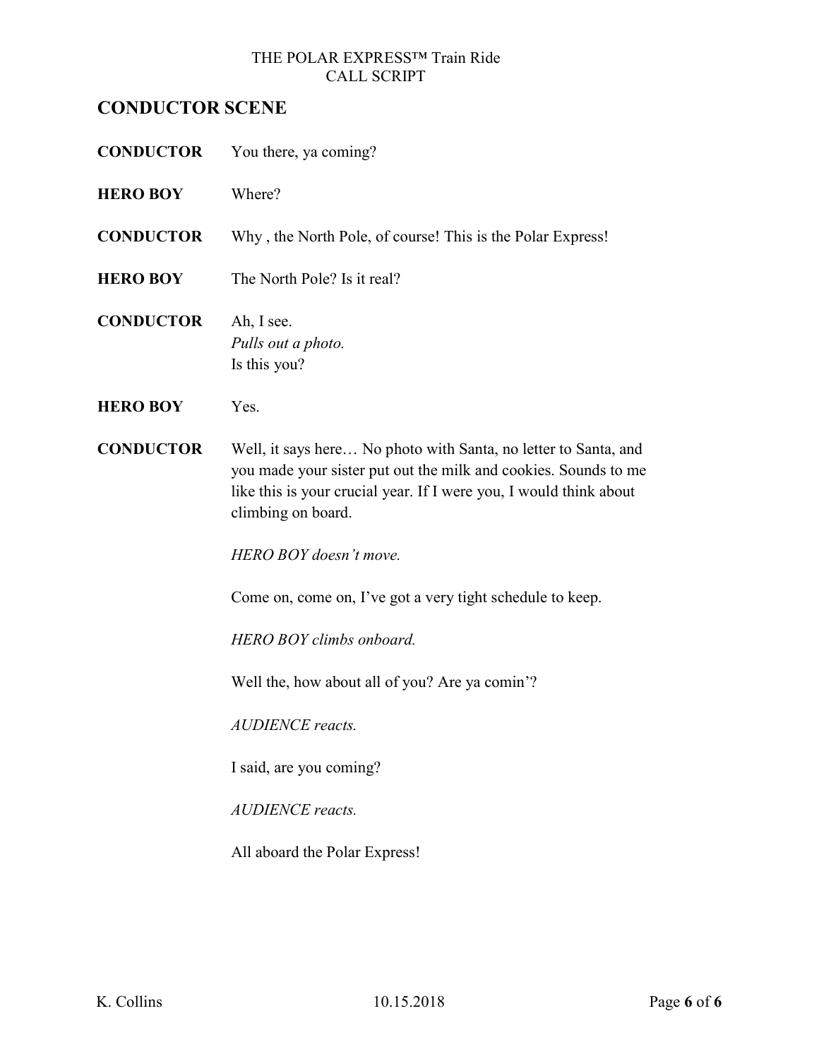THE POLAR EXPRESS™ Train Ride
CALL SCRIPT

## CONDUCTOR SCENE

**CONDUCTOR** You there, ya coming?

**HERO BOY** Where?

**CONDUCTOR** Why , the North Pole, of course! This is the Polar Express!

**HERO BOY** The North Pole? Is it real?

**CONDUCTOR** Ah, I see.
*Pulls out a photo.*
Is this you?

**HERO BOY** Yes.

**CONDUCTOR** Well, it says here… No photo with Santa, no letter to Santa, and you made your sister put out the milk and cookies. Sounds to me like this is your crucial year. If I were you, I would think about climbing on board.

*HERO BOY doesn't move.*

Come on, come on, I've got a very tight schedule to keep.

*HERO BOY climbs onboard.*

Well the, how about all of you? Are ya comin'?

*AUDIENCE reacts.*

I said, are you coming?

*AUDIENCE reacts.*

All aboard the Polar Express!

K. Collins 10.15.2018